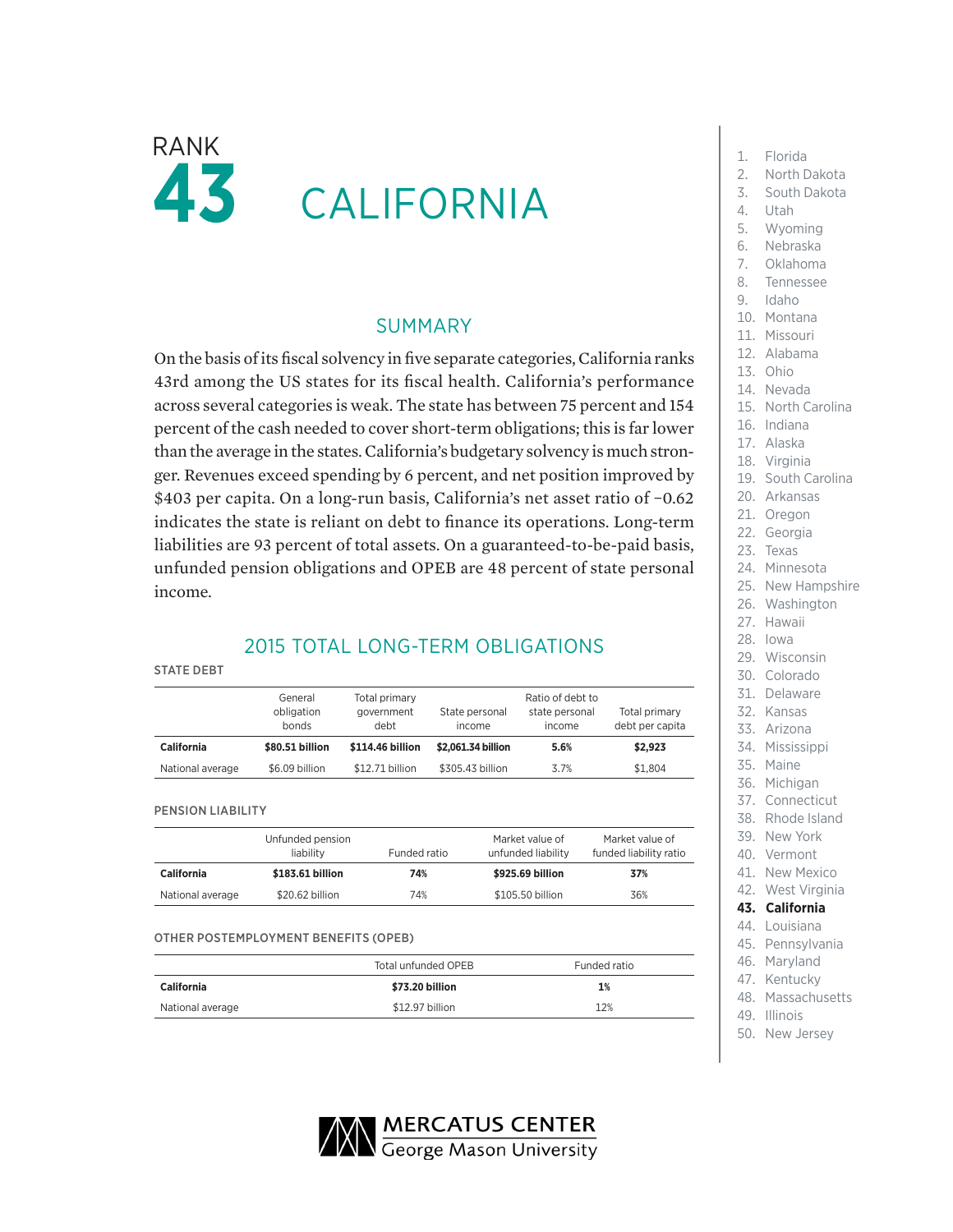# RANK 43 CALIFORNIA

## SUMMARY

On the basis of its fiscal solvency in five separate categories, California ranks 43rd among the US states for its fiscal health. California's performance across several categories is weak. The state has between 75 percent and 154 percent of the cash needed to cover short-term obligations; this is far lower than the average in the states. California's budgetary solvency is much stronger. Revenues exceed spending by 6 percent, and net position improved by $403 per capita. On a long-run basis, California's net asset ratio of −0.62 indicates the state is reliant on debt to finance its operations. Long-term liabilities are 93 percent of total assets. On a guaranteed-to-be-paid basis, unfunded pension obligations and OPEB are 48 percent of state personal income.

## 2015 TOTAL LONG-TERM OBLIGATIONS

### STATE DEBT

| | General obligation bonds | Total primary government debt | State personal income | Ratio of debt to state personal income | Total primary debt per capita |
|---|---|---|---|---|---|
| **California** | **$80.51 billion** | **$114.46 billion** | **$2,061.34 billion** | **5.6%** | **$2,923** |
| National average | $6.09 billion | $12.71 billion | $305.43 billion | 3.7% | $1,804 |

### PENSION LIABILITY

| | Unfunded pension liability | Funded ratio | Market value of unfunded liability | Market value of funded liability ratio |
|---|---|---|---|---|
| **California** | **$183.61 billion** | **74%** | **$925.69 billion** | **37%** |
| National average | $20.62 billion | 74% | $105.50 billion | 36% |

### OTHER POSTEMPLOYMENT BENEFITS (OPEB)

| | Total unfunded OPEB | Funded ratio |
|---|---|---|
| **California** | **$73.20 billion** | **1%** |
| National average | $12.97 billion | 12% |

1. Florida
2. North Dakota
3. South Dakota
4. Utah
5. Wyoming
6. Nebraska
7. Oklahoma
8. Tennessee
9. Idaho
10. Montana
11. Missouri
12. Alabama
13. Ohio
14. Nevada
15. North Carolina
16. Indiana
17. Alaska
18. Virginia
19. South Carolina
20. Arkansas
21. Oregon
22. Georgia
23. Texas
24. Minnesota
25. New Hampshire
26. Washington
27. Hawaii
28. Iowa
29. Wisconsin
30. Colorado
31. Delaware
32. Kansas
33. Arizona
34. Mississippi
35. Maine
36. Michigan
37. Connecticut
38. Rhode Island
39. New York
40. Vermont
41. New Mexico
42. West Virginia
43. **California**
44. Louisiana
45. Pennsylvania
46. Maryland
47. Kentucky
48. Massachusetts
49. Illinois
50. New Jersey

MERCATUS CENTER
George Mason University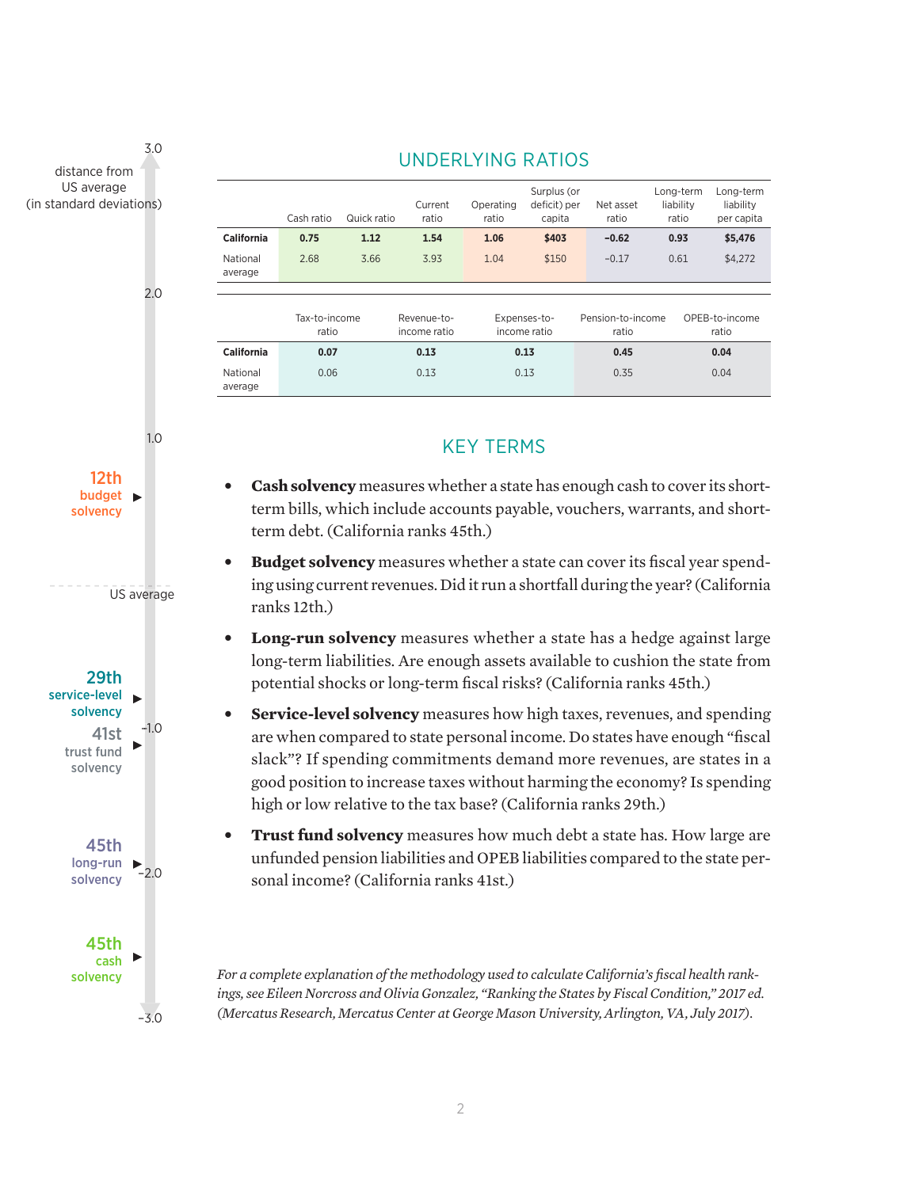distance from US average (in standard deviations)

3.0

2.0

1.0

12th budget solvency

US average

29th service-level solvency

41st trust fund solvency

-1.0

45th long-run solvency

-2.0

45th cash solvency

-3.0

## UNDERLYING RATIOS

| | Cash ratio | Quick ratio | Current ratio | Operating ratio | Surplus (or deficit) per capita | Net asset ratio | Long-term liability ratio | Long-term liability per capita |
|---|---|---|---|---|---|---|---|---|
| **California** | **0.75** | **1.12** | **1.54** | **1.06** | **$403** | **−0.62** | **0.93** | **$5,476** |
| National average | 2.68 | 3.66 | 3.93 | 1.04 | $150 | −0.17 | 0.61 | $4,272 |

| | Tax-to-income ratio | Revenue-to-income ratio | Expenses-to-income ratio | Pension-to-income ratio | OPEB-to-income ratio |
|---|---|---|---|---|---|
| **California** | **0.07** | **0.13** | **0.13** | **0.45** | **0.04** |
| National average | 0.06 | 0.13 | 0.13 | 0.35 | 0.04 |

## KEY TERMS

- **Cash solvency** measures whether a state has enough cash to cover its short-term bills, which include accounts payable, vouchers, warrants, and short-term debt. (California ranks 45th.)
- **Budget solvency** measures whether a state can cover its fiscal year spending using current revenues. Did it run a shortfall during the year? (California ranks 12th.)
- **Long-run solvency** measures whether a state has a hedge against large long-term liabilities. Are enough assets available to cushion the state from potential shocks or long-term fiscal risks? (California ranks 45th.)
- **Service-level solvency** measures how high taxes, revenues, and spending are when compared to state personal income. Do states have enough "fiscal slack"? If spending commitments demand more revenues, are states in a good position to increase taxes without harming the economy? Is spending high or low relative to the tax base? (California ranks 29th.)
- **Trust fund solvency** measures how much debt a state has. How large are unfunded pension liabilities and OPEB liabilities compared to the state personal income? (California ranks 41st.)

*For a complete explanation of the methodology used to calculate California's fiscal health rankings, see Eileen Norcross and Olivia Gonzalez, "Ranking the States by Fiscal Condition," 2017 ed. (Mercatus Research, Mercatus Center at George Mason University, Arlington, VA, July 2017).*